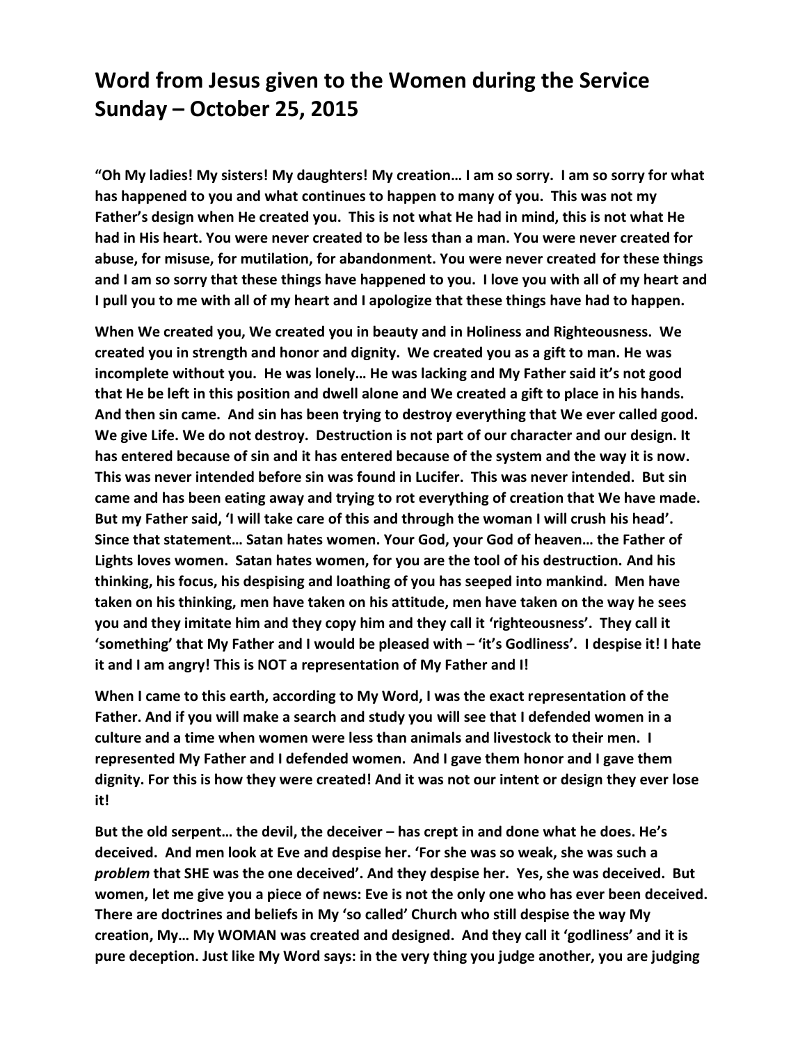# Word from Jesus given to the Women during the Service Sunday – October 25, 2015

**"Oh My ladies! My sisters! My daughters! My creation… I am so sorry. I am so sorry for what has happened to you and what continues to happen to many of you. This was not my Father's design when He created you. This is not what He had in mind, this is not what He had in His heart. You were never created to be less than a man. You were never created for abuse, for misuse, for mutilation, for abandonment. You were never created for these things and I am so sorry that these things have happened to you. I love you with all of my heart and I pull you to me with all of my heart and I apologize that these things have had to happen.**

**When We created you, We created you in beauty and in Holiness and Righteousness. We created you in strength and honor and dignity. We created you as a gift to man. He was incomplete without you. He was lonely… He was lacking and My Father said it's not good that He be left in this position and dwell alone and We created a gift to place in his hands. And then sin came. And sin has been trying to destroy everything that We ever called good. We give Life. We do not destroy. Destruction is not part of our character and our design. It has entered because of sin and it has entered because of the system and the way it is now. This was never intended before sin was found in Lucifer. This was never intended. But sin came and has been eating away and trying to rot everything of creation that We have made. But my Father said, 'I will take care of this and through the woman I will crush his head'. Since that statement… Satan hates women. Your God, your God of heaven… the Father of Lights loves women. Satan hates women, for you are the tool of his destruction. And his thinking, his focus, his despising and loathing of you has seeped into mankind. Men have taken on his thinking, men have taken on his attitude, men have taken on the way he sees you and they imitate him and they copy him and they call it 'righteousness'. They call it 'something' that My Father and I would be pleased with – 'it's Godliness'. I despise it! I hate it and I am angry! This is NOT a representation of My Father and I!**

**When I came to this earth, according to My Word, I was the exact representation of the Father. And if you will make a search and study you will see that I defended women in a culture and a time when women were less than animals and livestock to their men. I represented My Father and I defended women. And I gave them honor and I gave them dignity. For this is how they were created! And it was not our intent or design they ever lose it!**

**But the old serpent… the devil, the deceiver – has crept in and done what he does. He's deceived. And men look at Eve and despise her. 'For she was so weak, she was such a *problem* that SHE was the one deceived'. And they despise her. Yes, she was deceived. But women, let me give you a piece of news: Eve is not the only one who has ever been deceived. There are doctrines and beliefs in My 'so called' Church who still despise the way My creation, My… My WOMAN was created and designed. And they call it 'godliness' and it is pure deception. Just like My Word says: in the very thing you judge another, you are judging**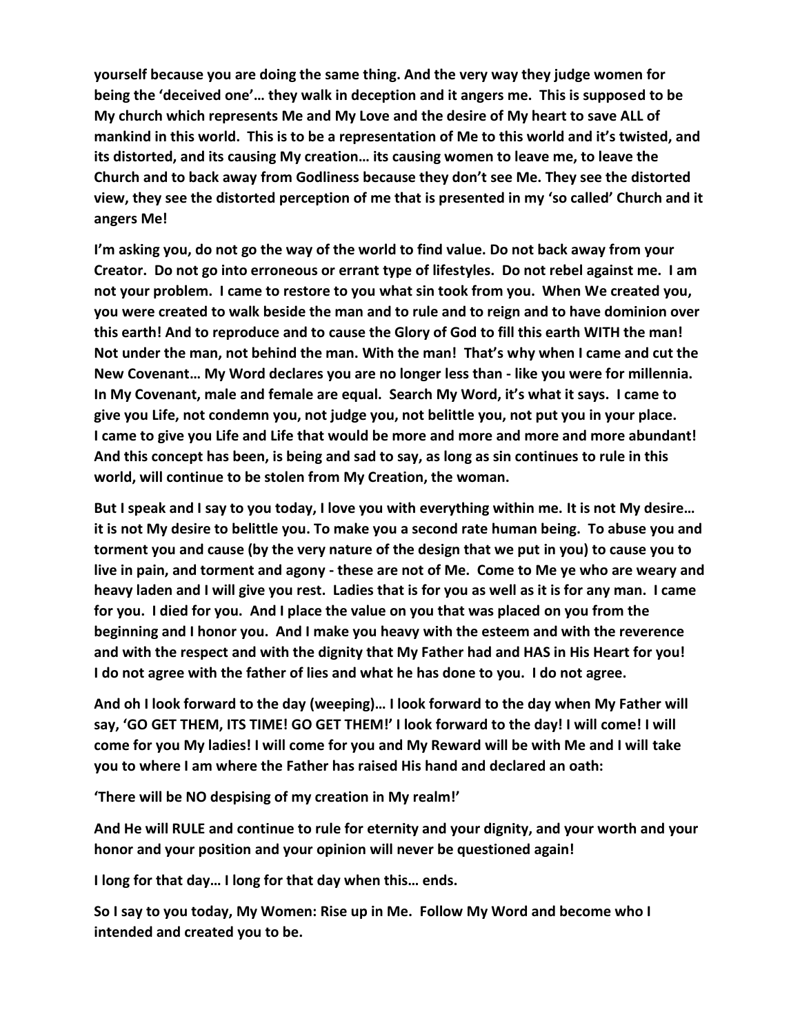**yourself because you are doing the same thing. And the very way they judge women for being the 'deceived one'… they walk in deception and it angers me. This is supposed to be My church which represents Me and My Love and the desire of My heart to save ALL of mankind in this world. This is to be a representation of Me to this world and it's twisted, and its distorted, and its causing My creation… its causing women to leave me, to leave the Church and to back away from Godliness because they don't see Me. They see the distorted view, they see the distorted perception of me that is presented in my 'so called' Church and it angers Me!**

**I'm asking you, do not go the way of the world to find value. Do not back away from your Creator. Do not go into erroneous or errant type of lifestyles. Do not rebel against me. I am not your problem. I came to restore to you what sin took from you. When We created you, you were created to walk beside the man and to rule and to reign and to have dominion over this earth! And to reproduce and to cause the Glory of God to fill this earth WITH the man! Not under the man, not behind the man. With the man! That's why when I came and cut the New Covenant… My Word declares you are no longer less than - like you were for millennia. In My Covenant, male and female are equal. Search My Word, it's what it says. I came to give you Life, not condemn you, not judge you, not belittle you, not put you in your place. I came to give you Life and Life that would be more and more and more and more abundant! And this concept has been, is being and sad to say, as long as sin continues to rule in this world, will continue to be stolen from My Creation, the woman.**

**But I speak and I say to you today, I love you with everything within me. It is not My desire… it is not My desire to belittle you. To make you a second rate human being. To abuse you and torment you and cause (by the very nature of the design that we put in you) to cause you to live in pain, and torment and agony - these are not of Me. Come to Me ye who are weary and heavy laden and I will give you rest. Ladies that is for you as well as it is for any man. I came for you. I died for you. And I place the value on you that was placed on you from the beginning and I honor you. And I make you heavy with the esteem and with the reverence and with the respect and with the dignity that My Father had and HAS in His Heart for you! I do not agree with the father of lies and what he has done to you. I do not agree.**

**And oh I look forward to the day (weeping)… I look forward to the day when My Father will say, 'GO GET THEM, ITS TIME! GO GET THEM!' I look forward to the day! I will come! I will come for you My ladies! I will come for you and My Reward will be with Me and I will take you to where I am where the Father has raised His hand and declared an oath:**

**'There will be NO despising of my creation in My realm!'**

**And He will RULE and continue to rule for eternity and your dignity, and your worth and your honor and your position and your opinion will never be questioned again!**

**I long for that day… I long for that day when this… ends.**

**So I say to you today, My Women: Rise up in Me. Follow My Word and become who I intended and created you to be.**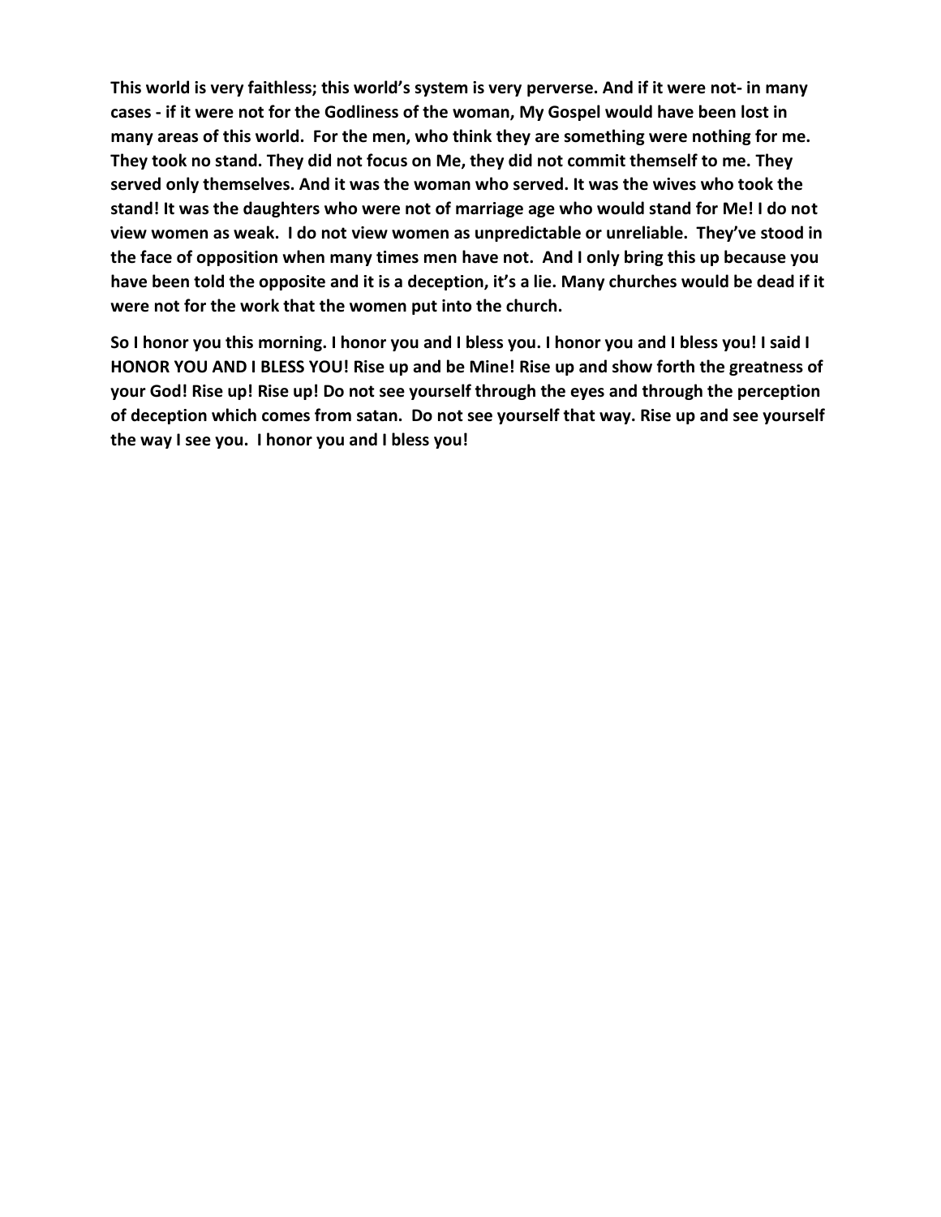**This world is very faithless; this world's system is very perverse. And if it were not- in many cases - if it were not for the Godliness of the woman, My Gospel would have been lost in many areas of this world. For the men, who think they are something were nothing for me. They took no stand. They did not focus on Me, they did not commit themself to me. They served only themselves. And it was the woman who served. It was the wives who took the stand! It was the daughters who were not of marriage age who would stand for Me! I do not view women as weak. I do not view women as unpredictable or unreliable. They've stood in the face of opposition when many times men have not. And I only bring this up because you have been told the opposite and it is a deception, it's a lie. Many churches would be dead if it were not for the work that the women put into the church.**

**So I honor you this morning. I honor you and I bless you. I honor you and I bless you! I said I HONOR YOU AND I BLESS YOU! Rise up and be Mine! Rise up and show forth the greatness of your God! Rise up! Rise up! Do not see yourself through the eyes and through the perception of deception which comes from satan. Do not see yourself that way. Rise up and see yourself the way I see you. I honor you and I bless you!**